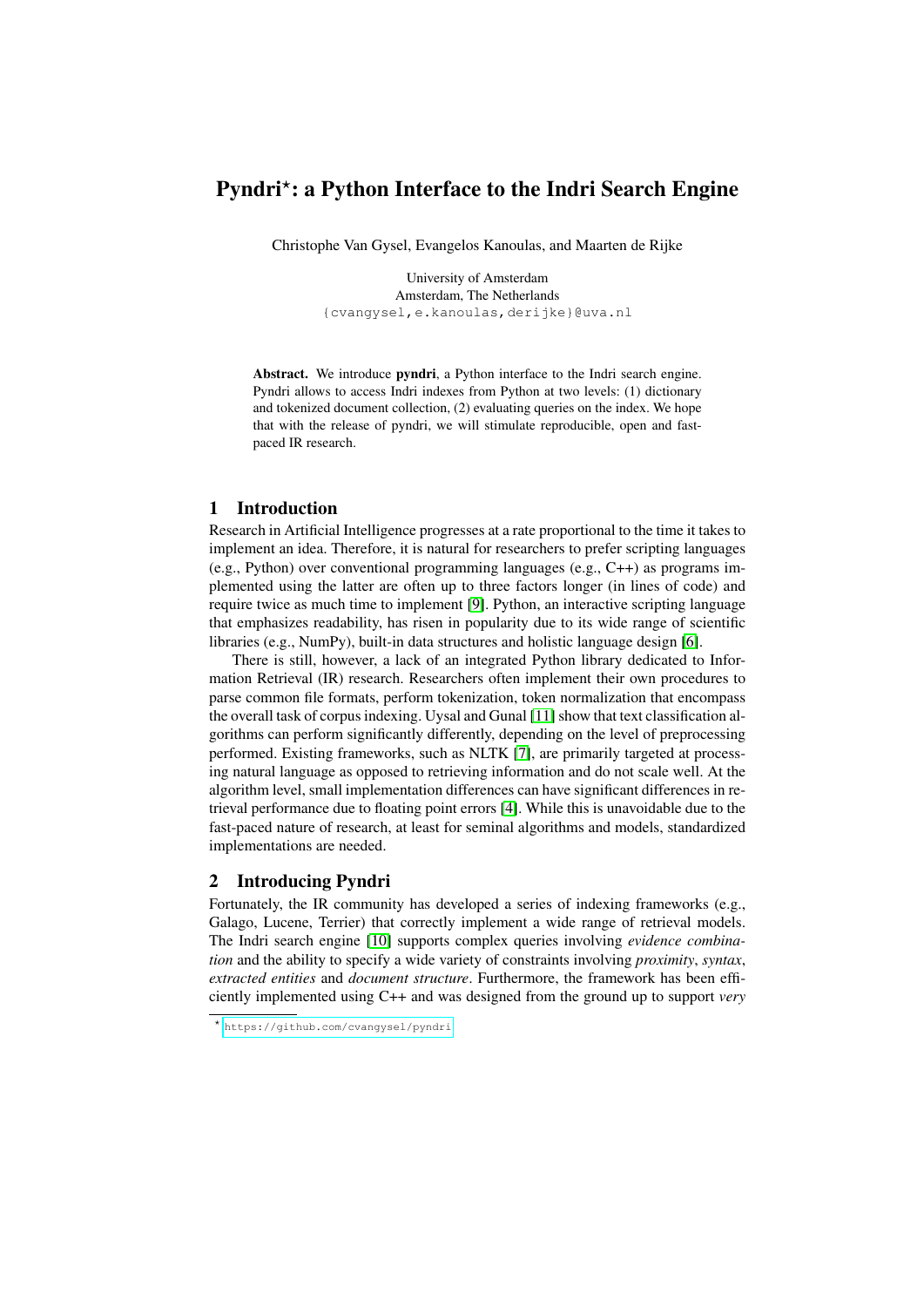# Pyndri*: a Python Interface to the Indri Search Engine

Christophe Van Gysel, Evangelos Kanoulas, and Maarten de Rijke

University of Amsterdam
Amsterdam, The Netherlands
{cvangysel,e.kanoulas,derijke}@uva.nl

**Abstract.** We introduce **pyndri**, a Python interface to the Indri search engine. Pyndri allows to access Indri indexes from Python at two levels: (1) dictionary and tokenized document collection, (2) evaluating queries on the index. We hope that with the release of pyndri, we will stimulate reproducible, open and fast-paced IR research.

## 1 Introduction

Research in Artificial Intelligence progresses at a rate proportional to the time it takes to implement an idea. Therefore, it is natural for researchers to prefer scripting languages (e.g., Python) over conventional programming languages (e.g., C++) as programs implemented using the latter are often up to three factors longer (in lines of code) and require twice as much time to implement [9]. Python, an interactive scripting language that emphasizes readability, has risen in popularity due to its wide range of scientific libraries (e.g., NumPy), built-in data structures and holistic language design [6].

There is still, however, a lack of an integrated Python library dedicated to Information Retrieval (IR) research. Researchers often implement their own procedures to parse common file formats, perform tokenization, token normalization that encompass the overall task of corpus indexing. Uysal and Gunal [11] show that text classification algorithms can perform significantly differently, depending on the level of preprocessing performed. Existing frameworks, such as NLTK [7], are primarily targeted at processing natural language as opposed to retrieving information and do not scale well. At the algorithm level, small implementation differences can have significant differences in retrieval performance due to floating point errors [4]. While this is unavoidable due to the fast-paced nature of research, at least for seminal algorithms and models, standardized implementations are needed.

## 2 Introducing Pyndri

Fortunately, the IR community has developed a series of indexing frameworks (e.g., Galago, Lucene, Terrier) that correctly implement a wide range of retrieval models. The Indri search engine [10] supports complex queries involving *evidence combination* and the ability to specify a wide variety of constraints involving *proximity*, *syntax*, *extracted entities* and *document structure*. Furthermore, the framework has been efficiently implemented using C++ and was designed from the ground up to support *very*

* https://github.com/cvangysel/pyndri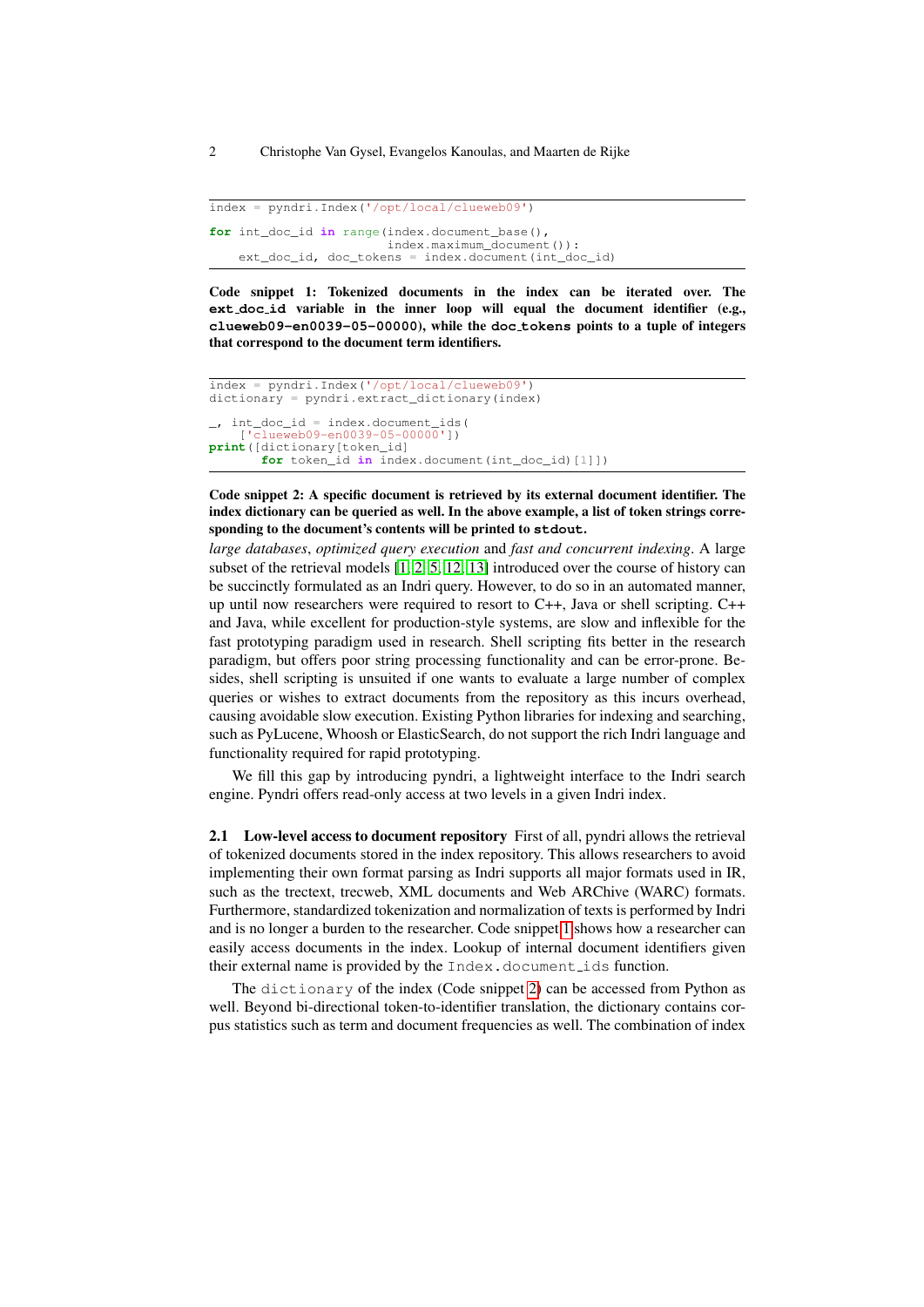```
index = pyndri.Index('/opt/local/clueweb09')

for int_doc_id in range(index.document_base(),
                        index.maximum_document()):
    ext_doc_id, doc_tokens = index.document(int_doc_id)
```

**Code snippet 1: Tokenized documents in the index can be iterated over. The ext_doc_id variable in the inner loop will equal the document identifier (e.g., clueweb09-en0039-05-00000), while the doc_tokens points to a tuple of integers that correspond to the document term identifiers.**

```
index = pyndri.Index('/opt/local/clueweb09')
dictionary = pyndri.extract_dictionary(index)

_, int_doc_id = index.document_ids(
    ['clueweb09-en0039-05-00000'])
print([dictionary[token_id]
       for token_id in index.document(int_doc_id)[1]])
```

**Code snippet 2: A specific document is retrieved by its external document identifier. The index dictionary can be queried as well. In the above example, a list of token strings corresponding to the document's contents will be printed to stdout.**

*large databases*, *optimized query execution* and *fast and concurrent indexing*. A large subset of the retrieval models [1, 2, 5, 12, 13] introduced over the course of history can be succinctly formulated as an Indri query. However, to do so in an automated manner, up until now researchers were required to resort to C++, Java or shell scripting. C++ and Java, while excellent for production-style systems, are slow and inflexible for the fast prototyping paradigm used in research. Shell scripting fits better in the research paradigm, but offers poor string processing functionality and can be error-prone. Besides, shell scripting is unsuited if one wants to evaluate a large number of complex queries or wishes to extract documents from the repository as this incurs overhead, causing avoidable slow execution. Existing Python libraries for indexing and searching, such as PyLucene, Whoosh or ElasticSearch, do not support the rich Indri language and functionality required for rapid prototyping.

We fill this gap by introducing pyndri, a lightweight interface to the Indri search engine. Pyndri offers read-only access at two levels in a given Indri index.

**2.1 Low-level access to document repository** First of all, pyndri allows the retrieval of tokenized documents stored in the index repository. This allows researchers to avoid implementing their own format parsing as Indri supports all major formats used in IR, such as the trectext, trecweb, XML documents and Web ARChive (WARC) formats. Furthermore, standardized tokenization and normalization of texts is performed by Indri and is no longer a burden to the researcher. Code snippet 1 shows how a researcher can easily access documents in the index. Lookup of internal document identifiers given their external name is provided by the `Index.document_ids` function.

The `dictionary` of the index (Code snippet 2) can be accessed from Python as well. Beyond bi-directional token-to-identifier translation, the dictionary contains corpus statistics such as term and document frequencies as well. The combination of index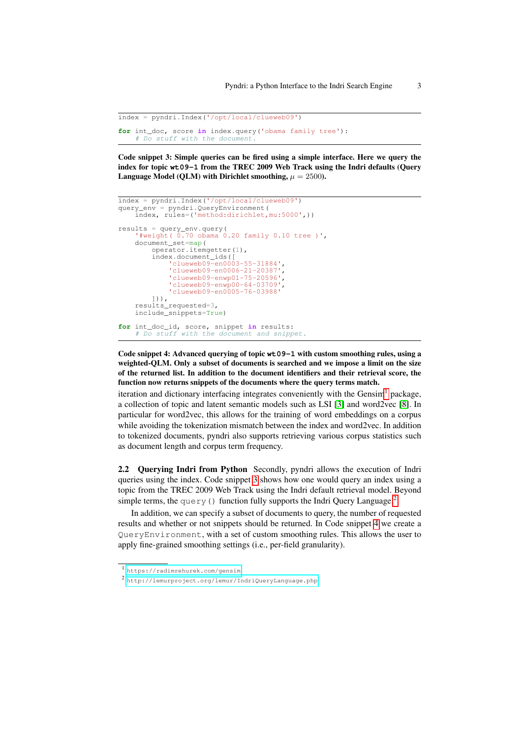```python
index = pyndri.Index('/opt/local/clueweb09')

for int_doc, score in index.query('obama family tree'):
    # Do stuff with the document.
```

**Code snippet 3: Simple queries can be fired using a simple interface. Here we query the index for topic `wt09-1` from the TREC 2009 Web Track using the Indri defaults (Query Language Model (QLM) with Dirichlet smoothing, $\mu = 2500$).**

```python
index = pyndri.Index('/opt/local/clueweb09')
query_env = pyndri.QueryEnvironment(
    index, rules=('method:dirichlet,mu:5000',))

results = query_env.query(
    '#weight( 0.70 obama 0.20 family 0.10 tree )',
    document_set=map(
        operator.itemgetter(1),
        index.document_ids([
            'clueweb09-en0003-55-31884',
            'clueweb09-en0006-21-20387',
            'clueweb09-enwp01-75-20596',
            'clueweb09-enwp00-64-03709',
            'clueweb09-en0005-76-03988'
        ])),
    results_requested=3,
    include_snippets=True)

for int_doc_id, score, snippet in results:
    # Do stuff with the document and snippet.
```

**Code snippet 4: Advanced querying of topic `wt09-1` with custom smoothing rules, using a weighted-QLM. Only a subset of documents is searched and we impose a limit on the size of the returned list. In addition to the document identifiers and their retrieval score, the function now returns snippets of the documents where the query terms match.**

iteration and dictionary interfacing integrates conveniently with the Gensim[1] package, a collection of topic and latent semantic models such as LSI [3] and word2vec [8]. In particular for word2vec, this allows for the training of word embeddings on a corpus while avoiding the tokenization mismatch between the index and word2vec. In addition to tokenized documents, pyndri also supports retrieving various corpus statistics such as document length and corpus term frequency.

### 2.2 Querying Indri from Python

Secondly, pyndri allows the execution of Indri queries using the index. Code snippet 3 shows how one would query an index using a topic from the TREC 2009 Web Track using the Indri default retrieval model. Beyond simple terms, the `query()` function fully supports the Indri Query Language.[2]

In addition, we can specify a subset of documents to query, the number of requested results and whether or not snippets should be returned. In Code snippet 4 we create a `QueryEnvironment`, with a set of custom smoothing rules. This allows the user to apply fine-grained smoothing settings (i.e., per-field granularity).

---

[1] https://radimrehurek.com/gensim

[2] http://lemurproject.org/lemur/IndriQueryLanguage.php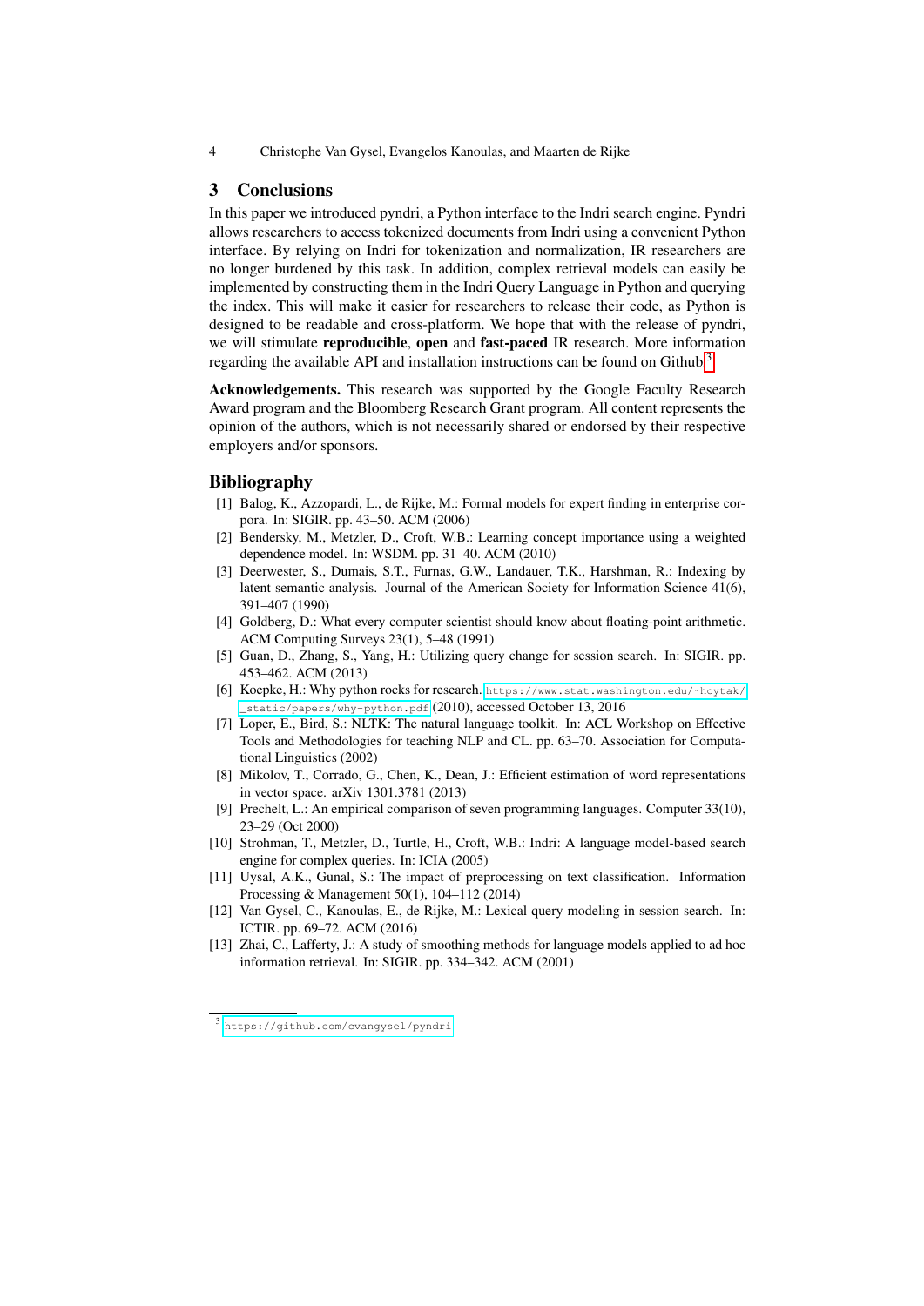## 3 Conclusions

In this paper we introduced pyndri, a Python interface to the Indri search engine. Pyndri allows researchers to access tokenized documents from Indri using a convenient Python interface. By relying on Indri for tokenization and normalization, IR researchers are no longer burdened by this task. In addition, complex retrieval models can easily be implemented by constructing them in the Indri Query Language in Python and querying the index. This will make it easier for researchers to release their code, as Python is designed to be readable and cross-platform. We hope that with the release of pyndri, we will stimulate **reproducible**, **open** and **fast-paced** IR research. More information regarding the available API and installation instructions can be found on Github.[3]

**Acknowledgements.** This research was supported by the Google Faculty Research Award program and the Bloomberg Research Grant program. All content represents the opinion of the authors, which is not necessarily shared or endorsed by their respective employers and/or sponsors.

## Bibliography

[1] Balog, K., Azzopardi, L., de Rijke, M.: Formal models for expert finding in enterprise corpora. In: SIGIR. pp. 43–50. ACM (2006)

[2] Bendersky, M., Metzler, D., Croft, W.B.: Learning concept importance using a weighted dependence model. In: WSDM. pp. 31–40. ACM (2010)

[3] Deerwester, S., Dumais, S.T., Furnas, G.W., Landauer, T.K., Harshman, R.: Indexing by latent semantic analysis. Journal of the American Society for Information Science 41(6), 391–407 (1990)

[4] Goldberg, D.: What every computer scientist should know about floating-point arithmetic. ACM Computing Surveys 23(1), 5–48 (1991)

[5] Guan, D., Zhang, S., Yang, H.: Utilizing query change for session search. In: SIGIR. pp. 453–462. ACM (2013)

[6] Koepke, H.: Why python rocks for research. https://www.stat.washington.edu/~hoytak/_static/papers/why-python.pdf (2010), accessed October 13, 2016

[7] Loper, E., Bird, S.: NLTK: The natural language toolkit. In: ACL Workshop on Effective Tools and Methodologies for teaching NLP and CL. pp. 63–70. Association for Computational Linguistics (2002)

[8] Mikolov, T., Corrado, G., Chen, K., Dean, J.: Efficient estimation of word representations in vector space. arXiv 1301.3781 (2013)

[9] Prechelt, L.: An empirical comparison of seven programming languages. Computer 33(10), 23–29 (Oct 2000)

[10] Strohman, T., Metzler, D., Turtle, H., Croft, W.B.: Indri: A language model-based search engine for complex queries. In: ICIA (2005)

[11] Uysal, A.K., Gunal, S.: The impact of preprocessing on text classification. Information Processing & Management 50(1), 104–112 (2014)

[12] Van Gysel, C., Kanoulas, E., de Rijke, M.: Lexical query modeling in session search. In: ICTIR. pp. 69–72. ACM (2016)

[13] Zhai, C., Lafferty, J.: A study of smoothing methods for language models applied to ad hoc information retrieval. In: SIGIR. pp. 334–342. ACM (2001)

[3] https://github.com/cvangysel/pyndri